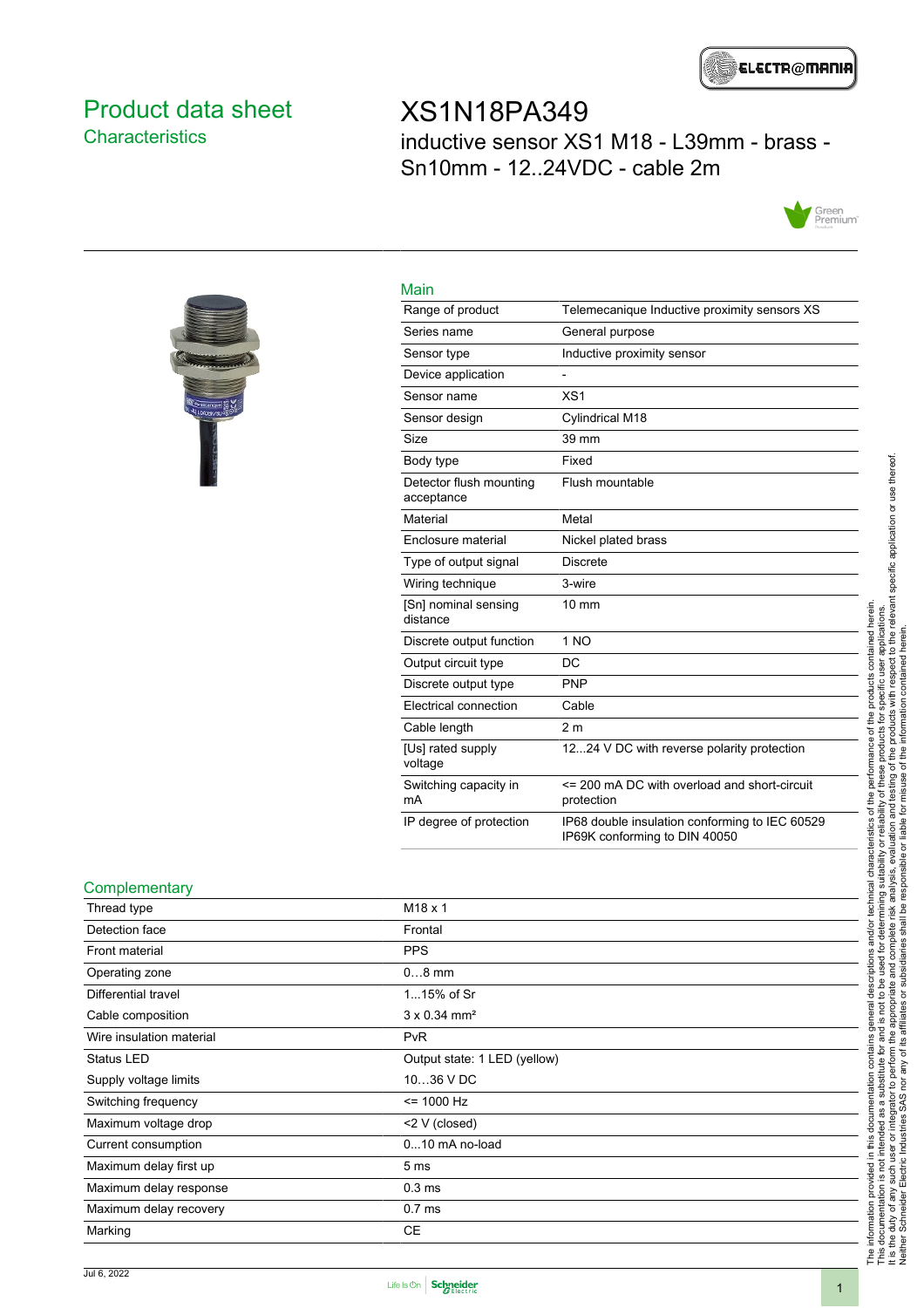# Product data sheet
## Characteristics

# XS1N18PA349

inductive sensor XS1 M18 - L39mm - brass - Sn10mm - 12..24VDC - cable 2m

### Main

| | |
|---|---|
| Range of product | Telemecanique Inductive proximity sensors XS |
| Series name | General purpose |
| Sensor type | Inductive proximity sensor |
| Device application | - |
| Sensor name | XS1 |
| Sensor design | Cylindrical M18 |
| Size | 39 mm |
| Body type | Fixed |
| Detector flush mounting acceptance | Flush mountable |
| Material | Metal |
| Enclosure material | Nickel plated brass |
| Type of output signal | Discrete |
| Wiring technique | 3-wire |
| [Sn] nominal sensing distance | 10 mm |
| Discrete output function | 1 NO |
| Output circuit type | DC |
| Discrete output type | PNP |
| Electrical connection | Cable |
| Cable length | 2 m |
| [Us] rated supply voltage | 12...24 V DC with reverse polarity protection |
| Switching capacity in mA | <= 200 mA DC with overload and short-circuit protection |
| IP degree of protection | IP68 double insulation conforming to IEC 60529<br>IP69K conforming to DIN 40050 |

### Complementary

| | |
|---|---|
| Thread type | M18 x 1 |
| Detection face | Frontal |
| Front material | PPS |
| Operating zone | 0…8 mm |
| Differential travel | 1...15% of Sr |
| Cable composition | 3 x 0.34 mm² |
| Wire insulation material | PvR |
| Status LED | Output state: 1 LED (yellow) |
| Supply voltage limits | 10…36 V DC |
| Switching frequency | <= 1000 Hz |
| Maximum voltage drop | <2 V (closed) |
| Current consumption | 0...10 mA no-load |
| Maximum delay first up | 5 ms |
| Maximum delay response | 0.3 ms |
| Maximum delay recovery | 0.7 ms |
| Marking | CE |

The information provided in this documentation contains general descriptions and/or technical characteristics of the performance of the products contained herein.
This documentation is not intended as a substitute for and is not to be used for determining suitability or reliability of these products for specific user applications.
It is the duty of any such user or integrator to perform the appropriate and complete risk analysis, evaluation and testing of the products with respect to the relevant specific application or use thereof.
Neither Schneider Electric Industries SAS nor any of its affiliates or subsidiaries shall be responsible or liable for misuse of the information contained herein.

Jul 6, 2022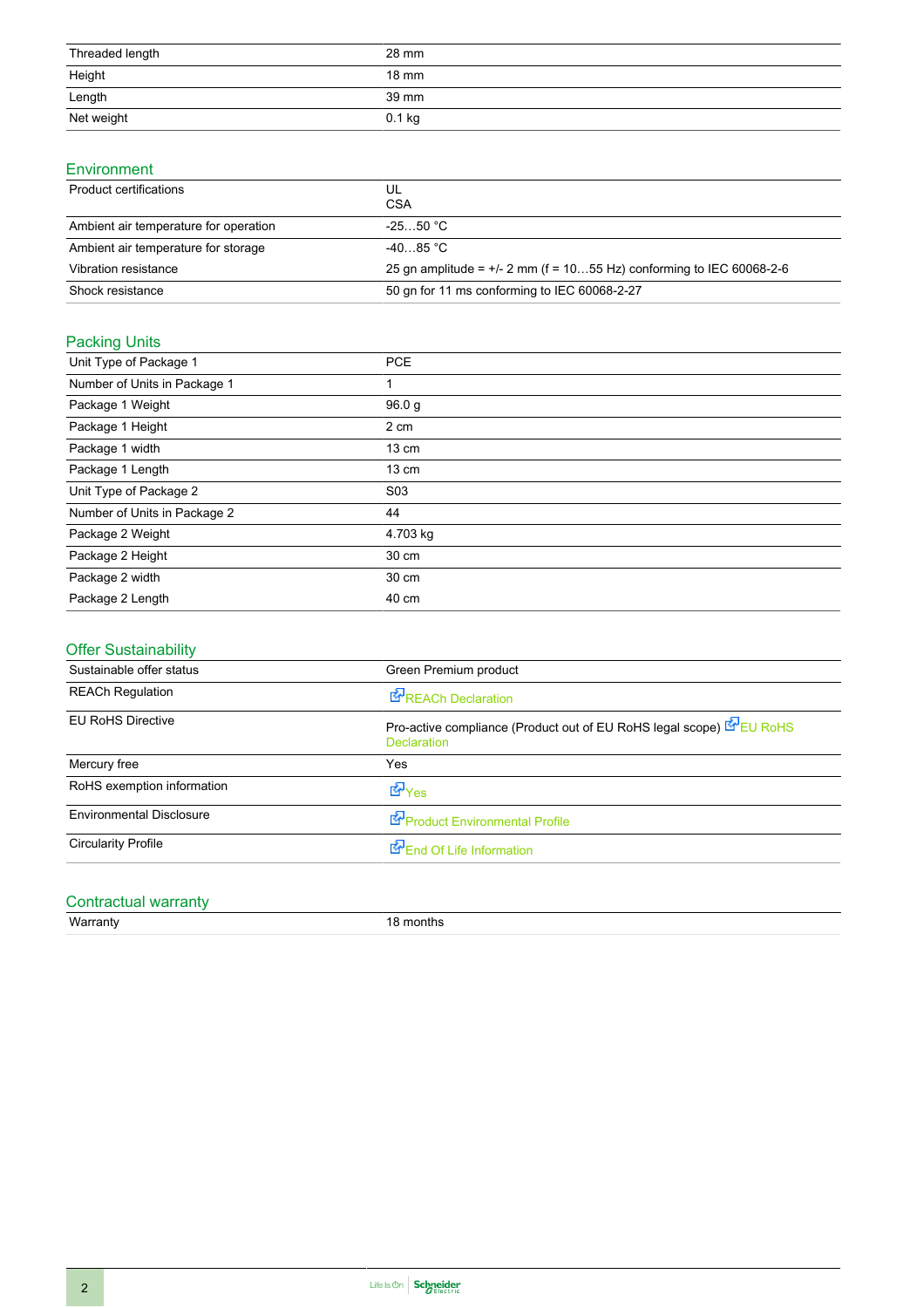| | |
|---|---|
| Threaded length | 28 mm |
| Height | 18 mm |
| Length | 39 mm |
| Net weight | 0.1 kg |

## Environment

| | |
|---|---|
| Product certifications | UL<br>CSA |
| Ambient air temperature for operation | -25…50 °C |
| Ambient air temperature for storage | -40…85 °C |
| Vibration resistance | 25 gn amplitude = +/- 2 mm (f = 10…55 Hz) conforming to IEC 60068-2-6 |
| Shock resistance | 50 gn for 11 ms conforming to IEC 60068-2-27 |

## Packing Units

| | |
|---|---|
| Unit Type of Package 1 | PCE |
| Number of Units in Package 1 | 1 |
| Package 1 Weight | 96.0 g |
| Package 1 Height | 2 cm |
| Package 1 width | 13 cm |
| Package 1 Length | 13 cm |
| Unit Type of Package 2 | S03 |
| Number of Units in Package 2 | 44 |
| Package 2 Weight | 4.703 kg |
| Package 2 Height | 30 cm |
| Package 2 width | 30 cm |
| Package 2 Length | 40 cm |

## Offer Sustainability

| | |
|---|---|
| Sustainable offer status | Green Premium product |
| REACh Regulation | REACh Declaration |
| EU RoHS Directive | Pro-active compliance (Product out of EU RoHS legal scope) EU RoHS Declaration |
| Mercury free | Yes |
| RoHS exemption information | Yes |
| Environmental Disclosure | Product Environmental Profile |
| Circularity Profile | End Of Life Information |

## Contractual warranty

| | |
|---|---|
| Warranty | 18 months |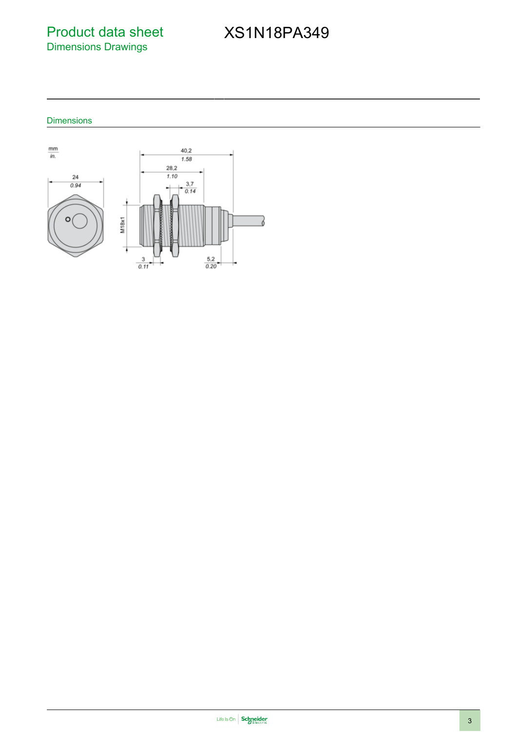# Product data sheet

## Dimensions Drawings

# XS1N18PA349

### Dimensions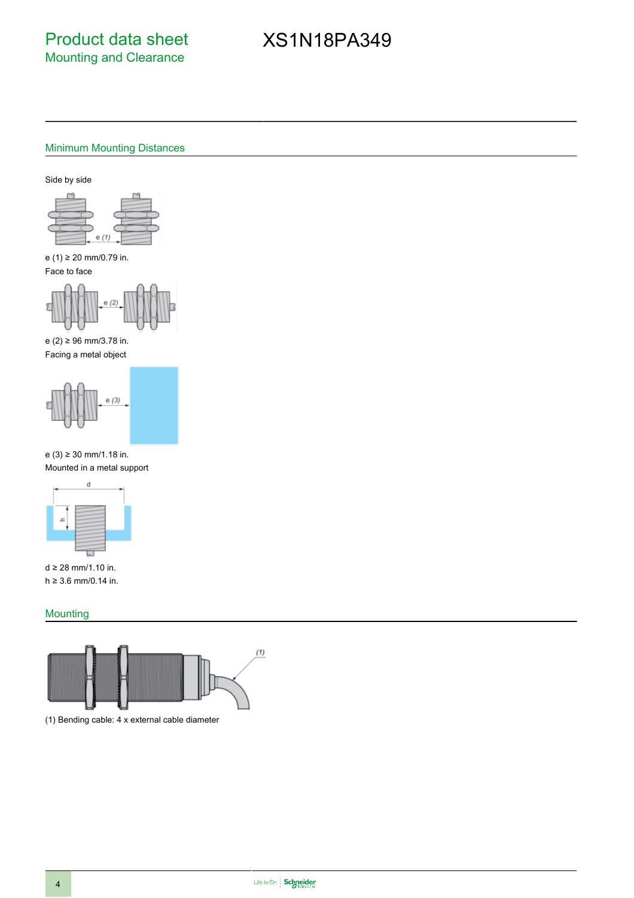# Product data sheet
## Mounting and Clearance

# XS1N18PA349

### Minimum Mounting Distances

Side by side

e (1) ≥ 20 mm/0.79 in.

Face to face

e (2) ≥ 96 mm/3.78 in.

Facing a metal object

e (3) ≥ 30 mm/1.18 in.

Mounted in a metal support

d ≥ 28 mm/1.10 in.

h ≥ 3.6 mm/0.14 in.

### Mounting

(1) Bending cable: 4 x external cable diameter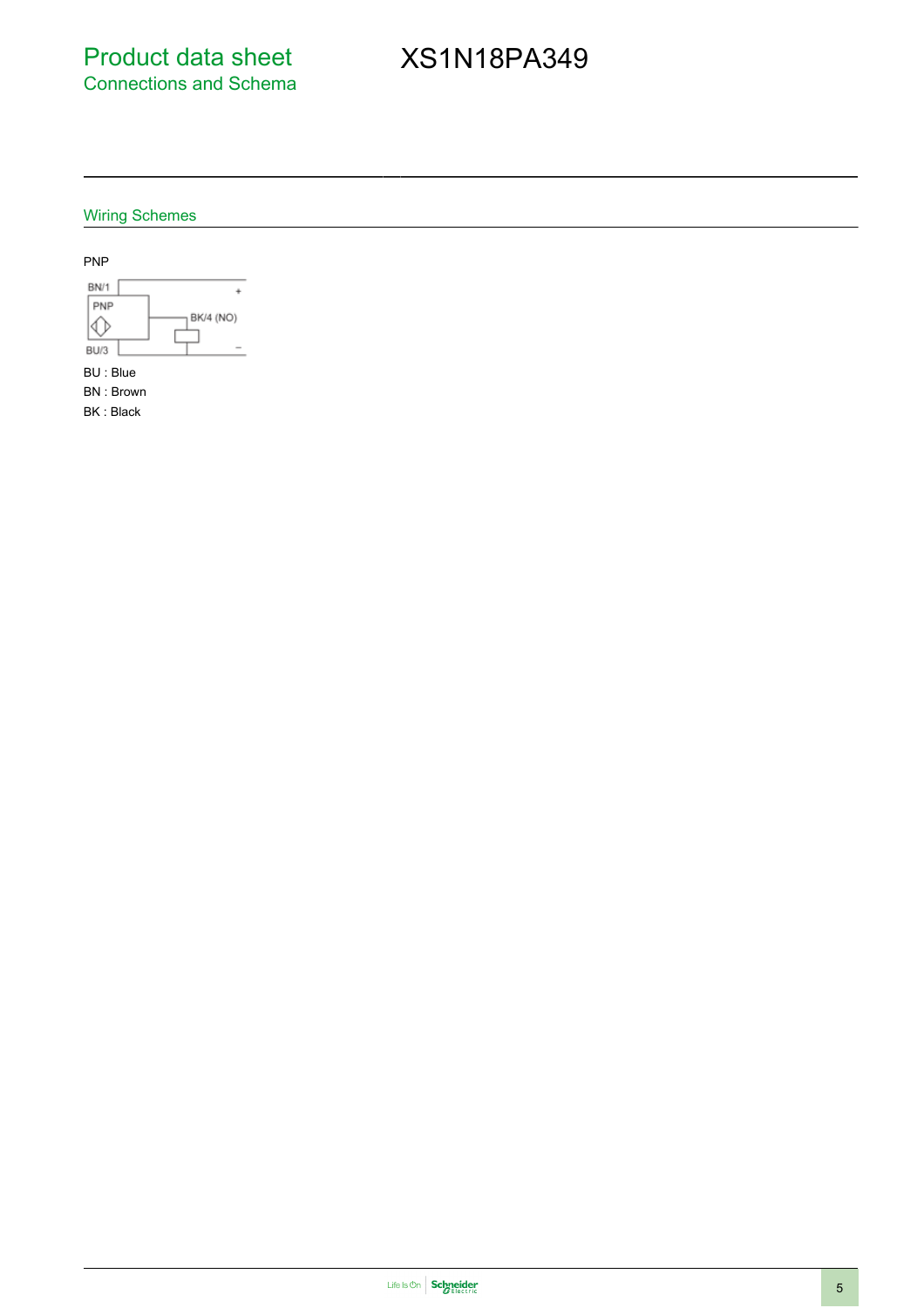# Product data sheet
## Connections and Schema

# XS1N18PA349

### Wiring Schemes

PNP

BN/1 +
PNP
BK/4 (NO)
BU/3 –

BU : Blue

BN : Brown

BK : Black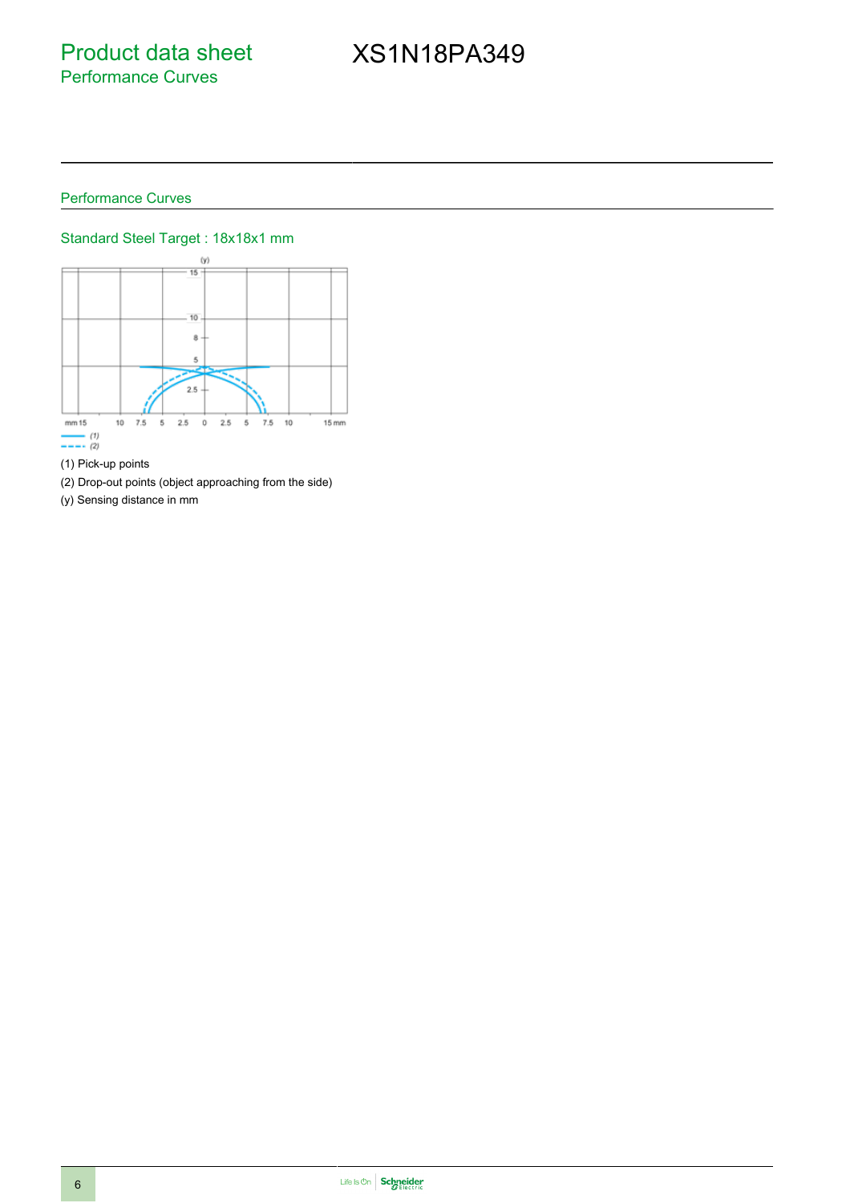# Product data sheet
## Performance Curves

XS1N18PA349

### Performance Curves

#### Standard Steel Target : 18x18x1 mm

(y)

15

10

8

5

2.5

mm 15 10 7.5 5 2.5 0 2.5 5 7.5 10 15 mm

(1)

(2)

(1) Pick-up points

(2) Drop-out points (object approaching from the side)

(y) Sensing distance in mm